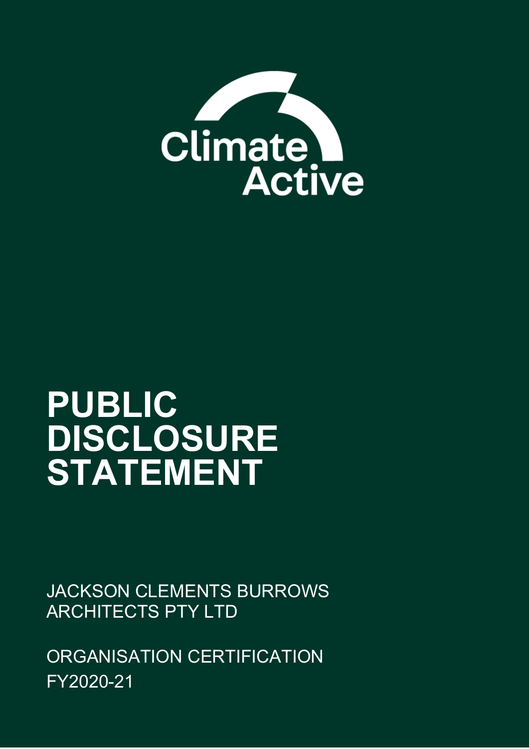Climate Active

# PUBLIC DISCLOSURE STATEMENT

JACKSON CLEMENTS BURROWS ARCHITECTS PTY LTD

ORGANISATION CERTIFICATION
FY2020-21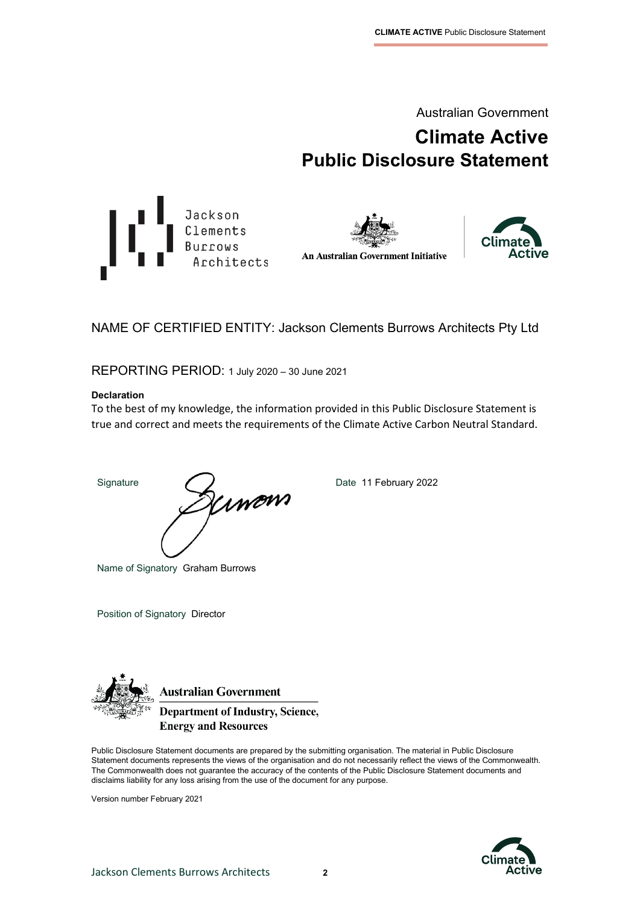Australian Government

# Climate Active Public Disclosure Statement

Jackson Clements Burrows Architects

An Australian Government Initiative

NAME OF CERTIFIED ENTITY: Jackson Clements Burrows Architects Pty Ltd

REPORTING PERIOD: 1 July 2020 – 30 June 2021

**Declaration**

To the best of my knowledge, the information provided in this Public Disclosure Statement is true and correct and meets the requirements of the Climate Active Carbon Neutral Standard.

Signature

Date 11 February 2022

Name of Signatory Graham Burrows

Position of Signatory Director

Australian Government
Department of Industry, Science, Energy and Resources

Public Disclosure Statement documents are prepared by the submitting organisation. The material in Public Disclosure Statement documents represents the views of the organisation and do not necessarily reflect the views of the Commonwealth. The Commonwealth does not guarantee the accuracy of the contents of the Public Disclosure Statement documents and disclaims liability for any loss arising from the use of the document for any purpose.

Version number February 2021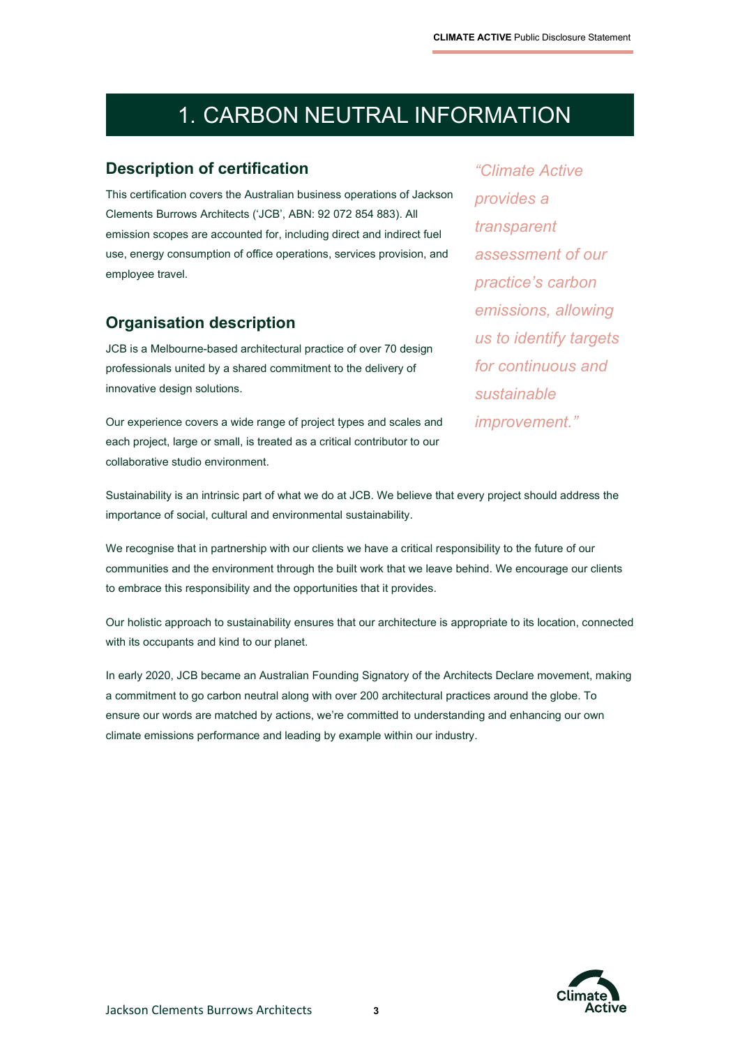# 1. CARBON NEUTRAL INFORMATION

## Description of certification

This certification covers the Australian business operations of Jackson Clements Burrows Architects ('JCB', ABN: 92 072 854 883). All emission scopes are accounted for, including direct and indirect fuel use, energy consumption of office operations, services provision, and employee travel.

*"Climate Active provides a transparent assessment of our practice's carbon emissions, allowing us to identify targets for continuous and sustainable improvement."*

## Organisation description

JCB is a Melbourne-based architectural practice of over 70 design professionals united by a shared commitment to the delivery of innovative design solutions.

Our experience covers a wide range of project types and scales and each project, large or small, is treated as a critical contributor to our collaborative studio environment.

Sustainability is an intrinsic part of what we do at JCB. We believe that every project should address the importance of social, cultural and environmental sustainability.

We recognise that in partnership with our clients we have a critical responsibility to the future of our communities and the environment through the built work that we leave behind. We encourage our clients to embrace this responsibility and the opportunities that it provides.

Our holistic approach to sustainability ensures that our architecture is appropriate to its location, connected with its occupants and kind to our planet.

In early 2020, JCB became an Australian Founding Signatory of the Architects Declare movement, making a commitment to go carbon neutral along with over 200 architectural practices around the globe. To ensure our words are matched by actions, we're committed to understanding and enhancing our own climate emissions performance and leading by example within our industry.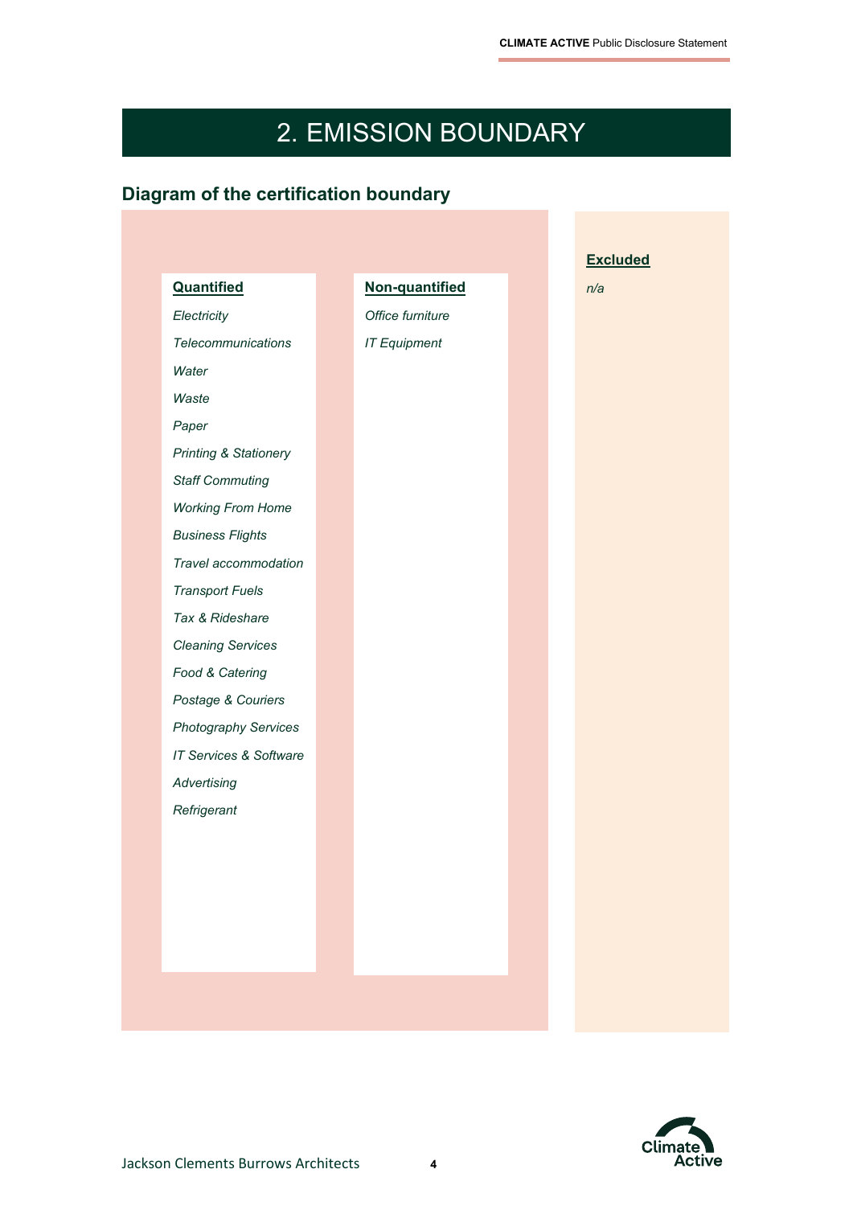# 2. EMISSION BOUNDARY

## Diagram of the certification boundary

**Quantified**

*Electricity*

*Telecommunications*

*Water*

*Waste*

*Paper*

*Printing & Stationery*

*Staff Commuting*

*Working From Home*

*Business Flights*

*Travel accommodation*

*Transport Fuels*

*Tax & Rideshare*

*Cleaning Services*

*Food & Catering*

*Postage & Couriers*

*Photography Services*

*IT Services & Software*

*Advertising*

*Refrigerant*

**Non-quantified**

*Office furniture*

*IT Equipment*

**Excluded**

*n/a*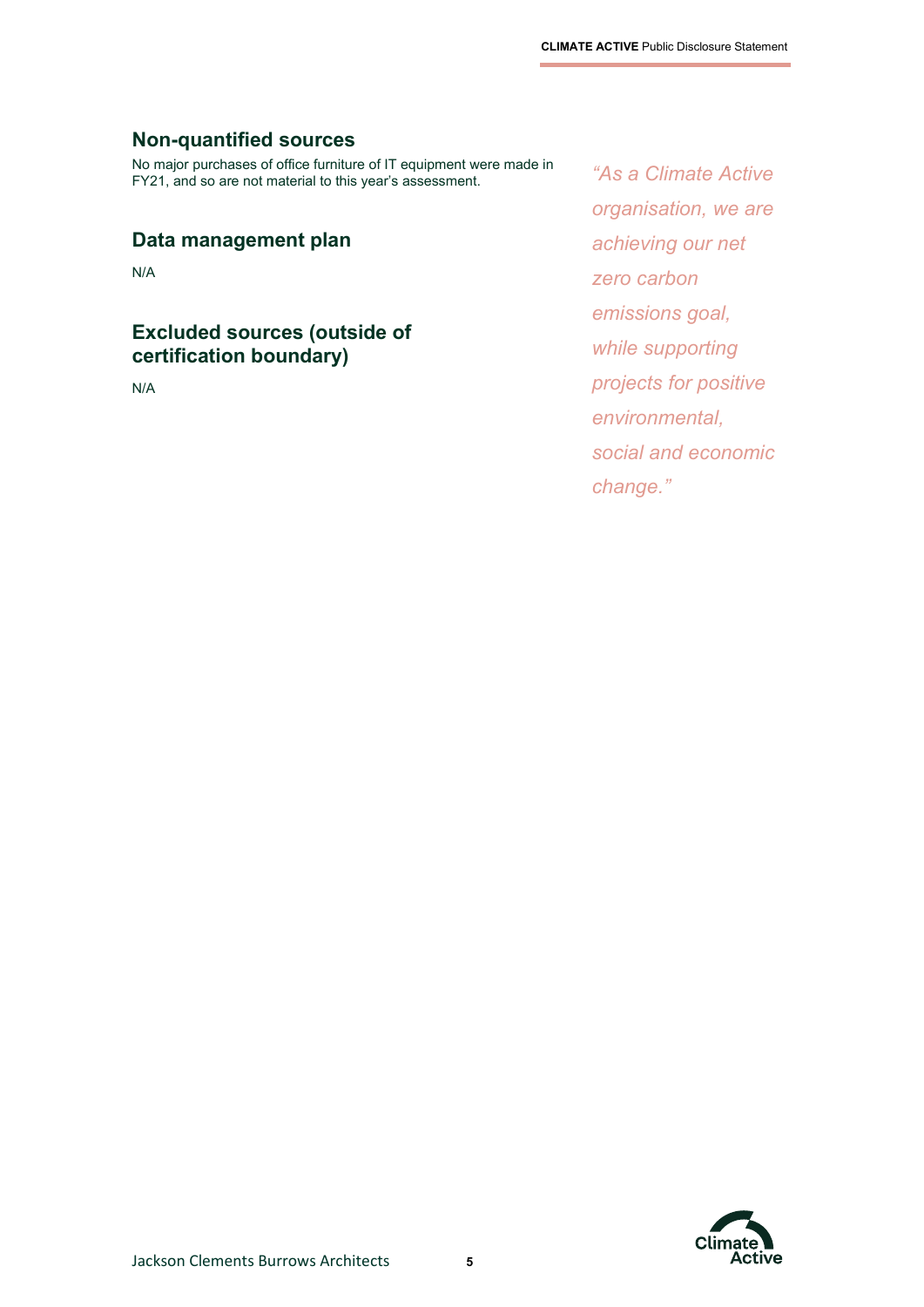## Non-quantified sources

No major purchases of office furniture of IT equipment were made in FY21, and so are not material to this year's assessment.

## Data management plan

N/A

## Excluded sources (outside of certification boundary)

N/A

*"As a Climate Active organisation, we are achieving our net zero carbon emissions goal, while supporting projects for positive environmental, social and economic change."*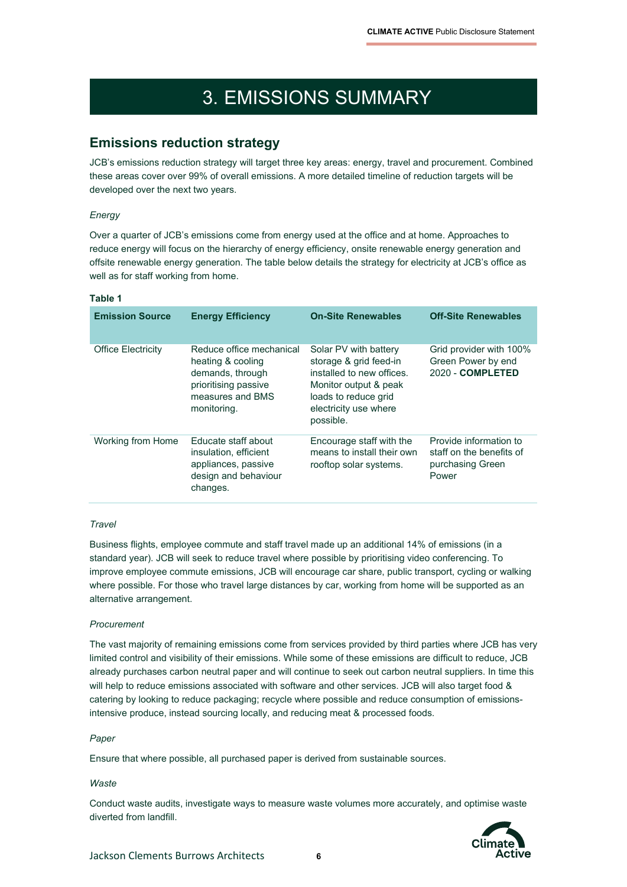# 3. EMISSIONS SUMMARY

## Emissions reduction strategy

JCB's emissions reduction strategy will target three key areas: energy, travel and procurement. Combined these areas cover over 99% of overall emissions. A more detailed timeline of reduction targets will be developed over the next two years.

*Energy*

Over a quarter of JCB's emissions come from energy used at the office and at home. Approaches to reduce energy will focus on the hierarchy of energy efficiency, onsite renewable energy generation and offsite renewable energy generation. The table below details the strategy for electricity at JCB's office as well as for staff working from home.

**Table 1**

| Emission Source | Energy Efficiency | On-Site Renewables | Off-Site Renewables |
| --- | --- | --- | --- |
| Office Electricity | Reduce office mechanical heating & cooling demands, through prioritising passive measures and BMS monitoring. | Solar PV with battery storage & grid feed-in installed to new offices. Monitor output & peak loads to reduce grid electricity use where possible. | Grid provider with 100% Green Power by end 2020 - **COMPLETED** |
| Working from Home | Educate staff about insulation, efficient appliances, passive design and behaviour changes. | Encourage staff with the means to install their own rooftop solar systems. | Provide information to staff on the benefits of purchasing Green Power |

*Travel*

Business flights, employee commute and staff travel made up an additional 14% of emissions (in a standard year). JCB will seek to reduce travel where possible by prioritising video conferencing. To improve employee commute emissions, JCB will encourage car share, public transport, cycling or walking where possible. For those who travel large distances by car, working from home will be supported as an alternative arrangement.

*Procurement*

The vast majority of remaining emissions come from services provided by third parties where JCB has very limited control and visibility of their emissions. While some of these emissions are difficult to reduce, JCB already purchases carbon neutral paper and will continue to seek out carbon neutral suppliers. In time this will help to reduce emissions associated with software and other services. JCB will also target food & catering by looking to reduce packaging; recycle where possible and reduce consumption of emissions-intensive produce, instead sourcing locally, and reducing meat & processed foods.

*Paper*

Ensure that where possible, all purchased paper is derived from sustainable sources.

*Waste*

Conduct waste audits, investigate ways to measure waste volumes more accurately, and optimise waste diverted from landfill.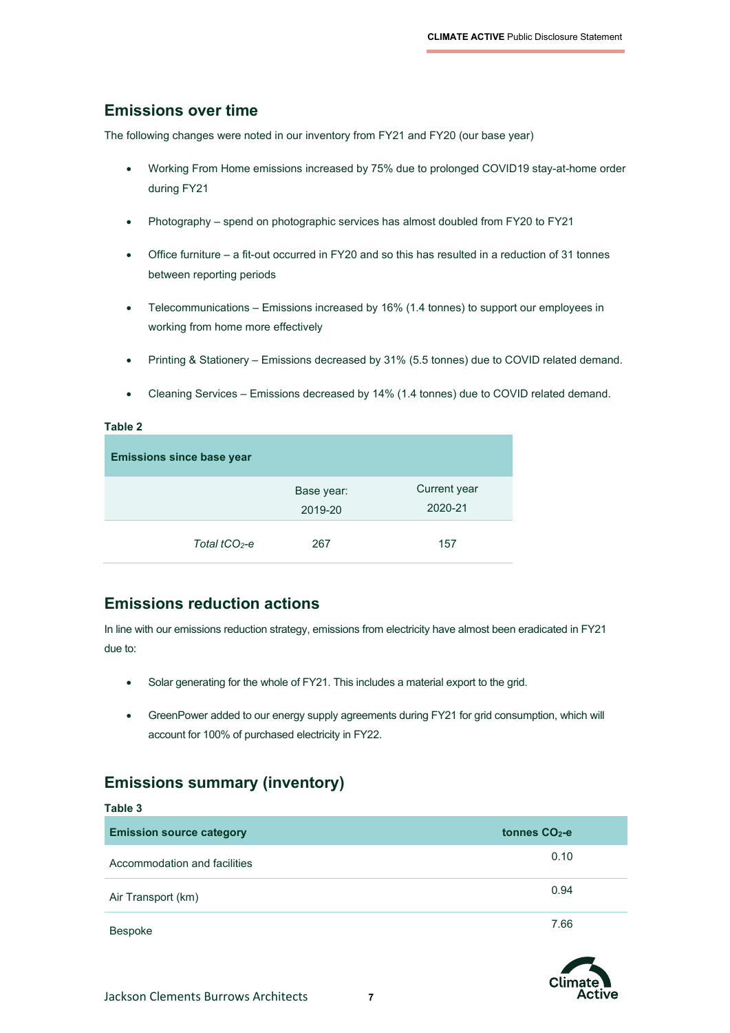## Emissions over time

The following changes were noted in our inventory from FY21 and FY20 (our base year)

- Working From Home emissions increased by 75% due to prolonged COVID19 stay-at-home order during FY21
- Photography – spend on photographic services has almost doubled from FY20 to FY21
- Office furniture – a fit-out occurred in FY20 and so this has resulted in a reduction of 31 tonnes between reporting periods
- Telecommunications – Emissions increased by 16% (1.4 tonnes) to support our employees in working from home more effectively
- Printing & Stationery – Emissions decreased by 31% (5.5 tonnes) due to COVID related demand.
- Cleaning Services – Emissions decreased by 14% (1.4 tonnes) due to COVID related demand.

**Table 2**

| Emissions since base year | | |
|---|---|---|
| | Base year: 2019-20 | Current year 2020-21 |
| *Total $tCO_2$-e* | 267 | 157 |

## Emissions reduction actions

In line with our emissions reduction strategy, emissions from electricity have almost been eradicated in FY21 due to:

- Solar generating for the whole of FY21. This includes a material export to the grid.
- GreenPower added to our energy supply agreements during FY21 for grid consumption, which will account for 100% of purchased electricity in FY22.

## Emissions summary (inventory)

**Table 3**

| Emission source category | tonnes $CO_2$-e |
|---|---|
| Accommodation and facilities | 0.10 |
| Air Transport (km) | 0.94 |
| Bespoke | 7.66 |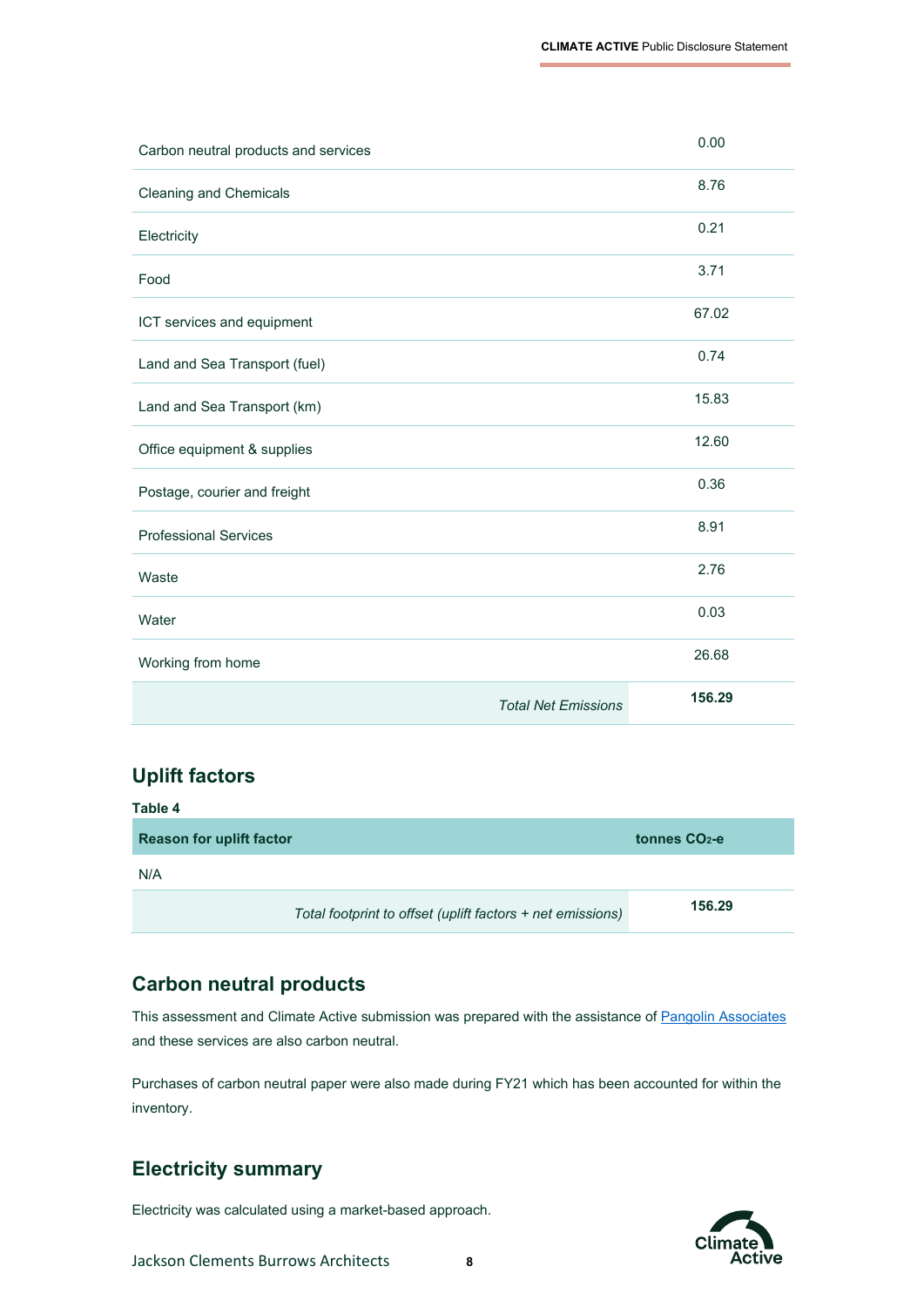| | |
|---|---|
| Carbon neutral products and services | 0.00 |
| Cleaning and Chemicals | 8.76 |
| Electricity | 0.21 |
| Food | 3.71 |
| ICT services and equipment | 67.02 |
| Land and Sea Transport (fuel) | 0.74 |
| Land and Sea Transport (km) | 15.83 |
| Office equipment & supplies | 12.60 |
| Postage, courier and freight | 0.36 |
| Professional Services | 8.91 |
| Waste | 2.76 |
| Water | 0.03 |
| Working from home | 26.68 |
| *Total Net Emissions* | **156.29** |

## Uplift factors

**Table 4**

| Reason for uplift factor | tonnes $CO_2$-e |
|---|---|
| N/A | |
| *Total footprint to offset (uplift factors + net emissions)* | **156.29** |

## Carbon neutral products

This assessment and Climate Active submission was prepared with the assistance of Pangolin Associates and these services are also carbon neutral.

Purchases of carbon neutral paper were also made during FY21 which has been accounted for within the inventory.

## Electricity summary

Electricity was calculated using a market-based approach.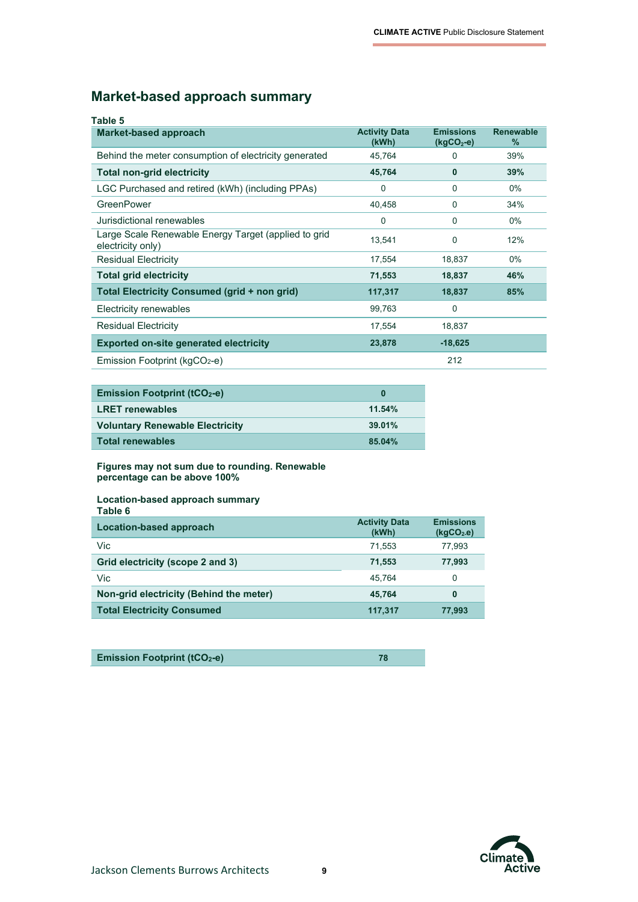## Market-based approach summary

**Table 5**

| Market-based approach | Activity Data (kWh) | Emissions ($kgCO_2$-e) | Renewable % |
|---|---|---|---|
| Behind the meter consumption of electricity generated | 45,764 | 0 | 39% |
| **Total non-grid electricity** | **45,764** | **0** | **39%** |
| LGC Purchased and retired (kWh) (including PPAs) | 0 | 0 | 0% |
| GreenPower | 40,458 | 0 | 34% |
| Jurisdictional renewables | 0 | 0 | 0% |
| Large Scale Renewable Energy Target (applied to grid electricity only) | 13,541 | 0 | 12% |
| Residual Electricity | 17,554 | 18,837 | 0% |
| **Total grid electricity** | **71,553** | **18,837** | **46%** |
| **Total Electricity Consumed (grid + non grid)** | **117,317** | **18,837** | **85%** |
| Electricity renewables | 99,763 | 0 | |
| Residual Electricity | 17,554 | 18,837 | |
| **Exported on-site generated electricity** | **23,878** | **-18,625** | |
| Emission Footprint ($kgCO_2$-e) | | 212 | |

| | |
|---|---|
| **Emission Footprint ($tCO_2$-e)** | **0** |
| **LRET renewables** | **11.54%** |
| **Voluntary Renewable Electricity** | **39.01%** |
| **Total renewables** | **85.04%** |

**Figures may not sum due to rounding. Renewable percentage can be above 100%**

**Location-based approach summary**

**Table 6**

| Location-based approach | Activity Data (kWh) | Emissions ($kgCO_2$-e) |
|---|---|---|
| Vic | 71,553 | 77,993 |
| **Grid electricity (scope 2 and 3)** | **71,553** | **77,993** |
| Vic | 45,764 | 0 |
| **Non-grid electricity (Behind the meter)** | **45,764** | **0** |
| **Total Electricity Consumed** | **117,317** | **77,993** |

| | |
|---|---|
| **Emission Footprint ($tCO_2$-e)** | **78** |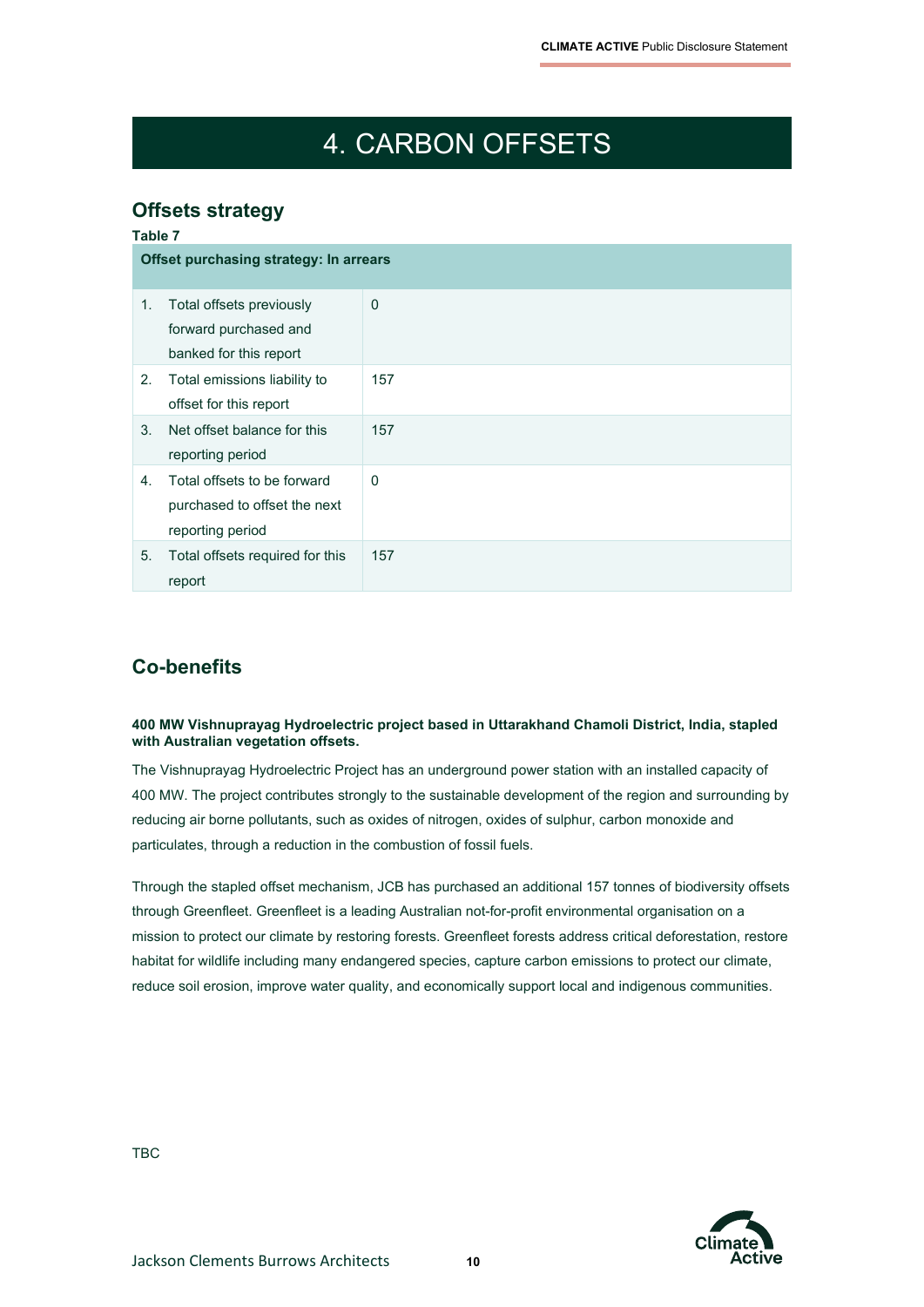# 4. CARBON OFFSETS

## Offsets strategy

**Table 7**

| **Offset purchasing strategy: In arrears** | |
|---|---|
| 1. Total offsets previously forward purchased and banked for this report | 0 |
| 2. Total emissions liability to offset for this report | 157 |
| 3. Net offset balance for this reporting period | 157 |
| 4. Total offsets to be forward purchased to offset the next reporting period | 0 |
| 5. Total offsets required for this report | 157 |

## Co-benefits

**400 MW Vishnuprayag Hydroelectric project based in Uttarakhand Chamoli District, India, stapled with Australian vegetation offsets.**

The Vishnuprayag Hydroelectric Project has an underground power station with an installed capacity of 400 MW. The project contributes strongly to the sustainable development of the region and surrounding by reducing air borne pollutants, such as oxides of nitrogen, oxides of sulphur, carbon monoxide and particulates, through a reduction in the combustion of fossil fuels.

Through the stapled offset mechanism, JCB has purchased an additional 157 tonnes of biodiversity offsets through Greenfleet. Greenfleet is a leading Australian not-for-profit environmental organisation on a mission to protect our climate by restoring forests. Greenfleet forests address critical deforestation, restore habitat for wildlife including many endangered species, capture carbon emissions to protect our climate, reduce soil erosion, improve water quality, and economically support local and indigenous communities.

TBC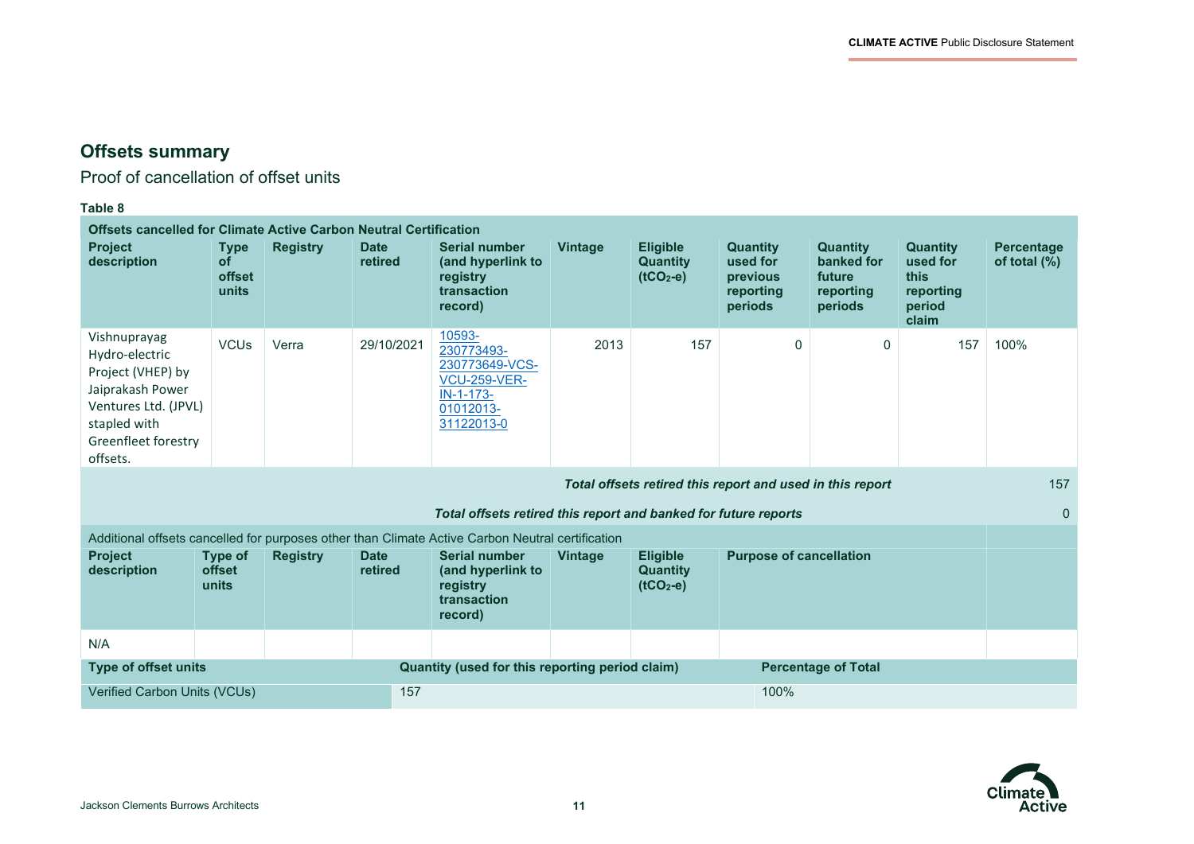## Offsets summary

### Proof of cancellation of offset units

**Table 8**

| Offsets cancelled for Climate Active Carbon Neutral Certification | | | | | | | | | | |
|---|---|---|---|---|---|---|---|---|---|---|
| **Project description** | **Type of offset units** | **Registry** | **Date retired** | **Serial number (and hyperlink to registry transaction record)** | **Vintage** | **Eligible Quantity ($tCO_2$-e)** | **Quantity used for previous reporting periods** | **Quantity banked for future reporting periods** | **Quantity used for this reporting period claim** | **Percentage of total (%)** |
| Vishnuprayag Hydro-electric Project (VHEP) by Jaiprakash Power Ventures Ltd. (JPVL) stapled with Greenfleet forestry offsets. | VCUs | Verra | 29/10/2021 | 10593-230773493-230773649-VCS-VCU-259-VER-IN-1-173-01012013-31122013-0 | 2013 | 157 | 0 | 0 | 157 | 100% |
| | | | | | | | | | *Total offsets retired this report and used in this report* | 157 |
| | | | | | | | | | *Total offsets retired this report and banked for future reports* | 0 |

| Additional offsets cancelled for purposes other than Climate Active Carbon Neutral certification | | | | | | | |
|---|---|---|---|---|---|---|---|
| **Project description** | **Type of offset units** | **Registry** | **Date retired** | **Serial number (and hyperlink to registry transaction record)** | **Vintage** | **Eligible Quantity ($tCO_2$-e)** | **Purpose of cancellation** |
| N/A | | | | | | | |

| Type of offset units | Quantity (used for this reporting period claim) | Percentage of Total |
|---|---|---|
| Verified Carbon Units (VCUs) | 157 | 100% |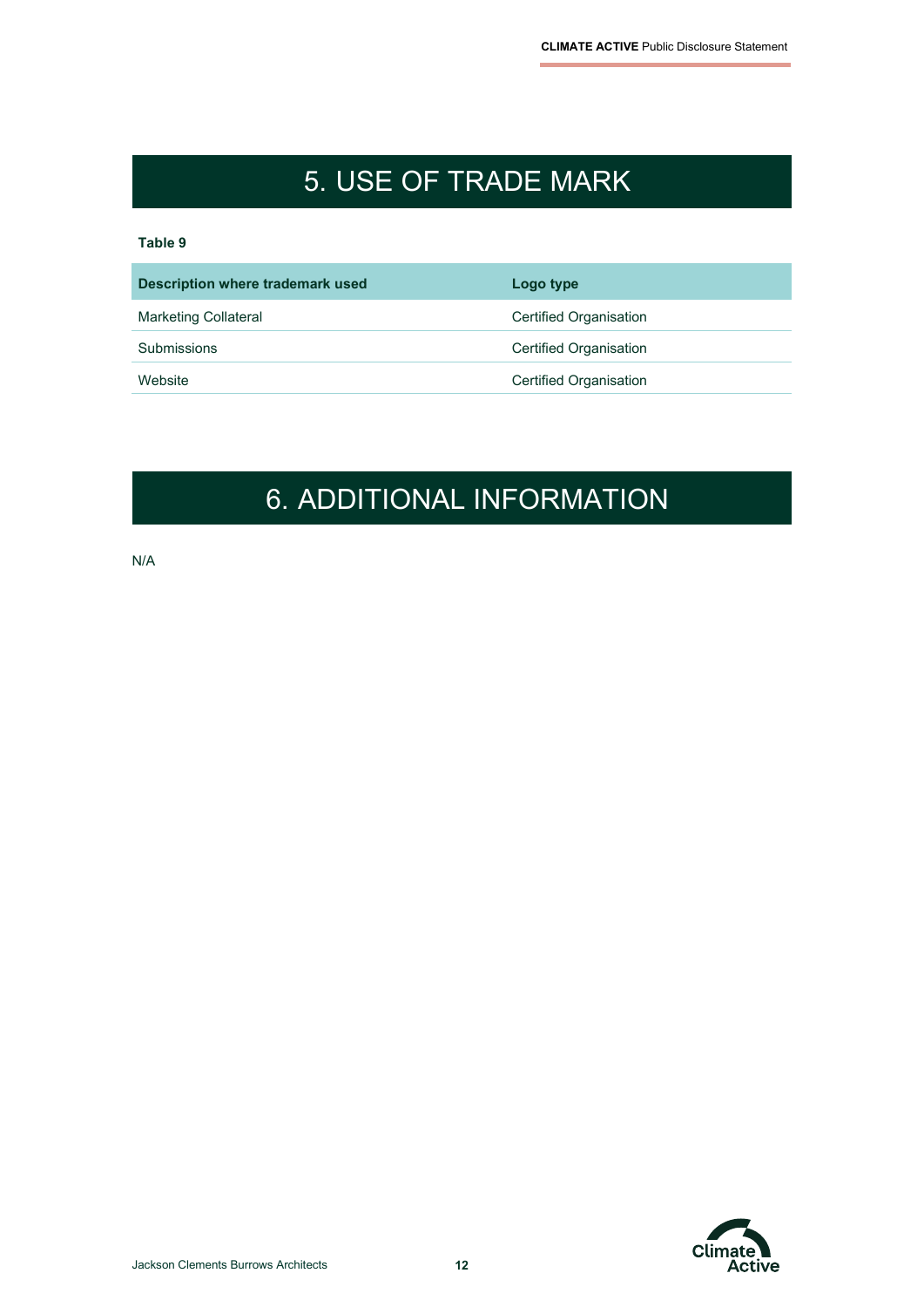# 5. USE OF TRADE MARK

**Table 9**

| Description where trademark used | Logo type |
| --- | --- |
| Marketing Collateral | Certified Organisation |
| Submissions | Certified Organisation |
| Website | Certified Organisation |

# 6. ADDITIONAL INFORMATION

N/A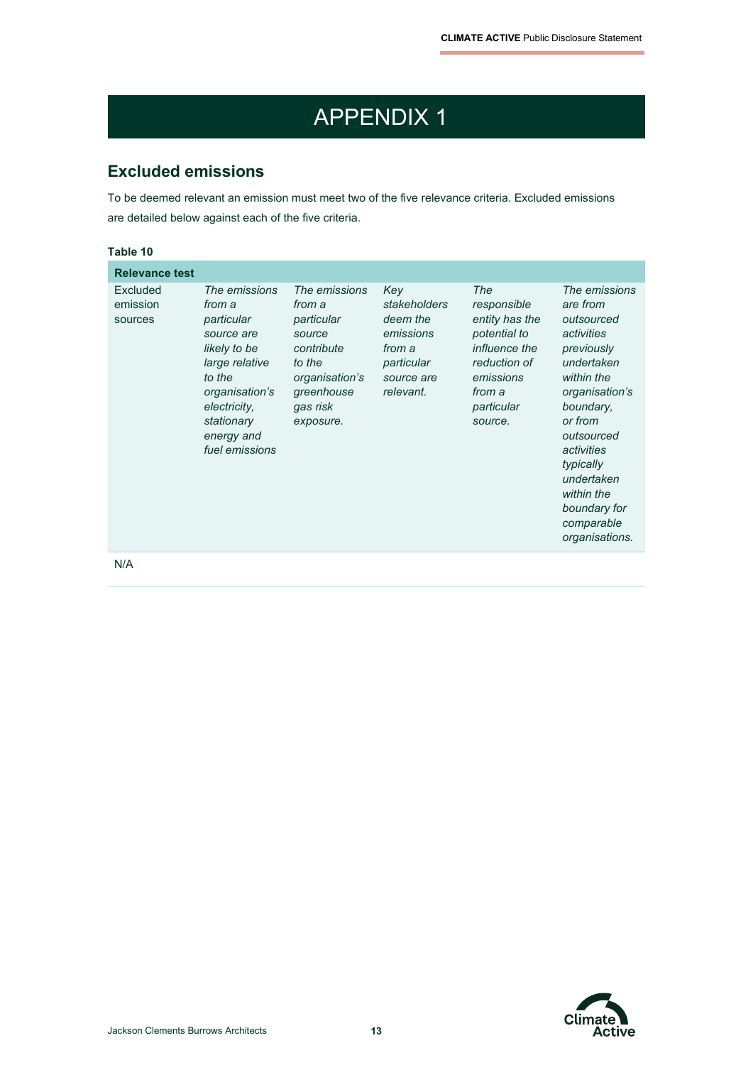# APPENDIX 1

## Excluded emissions

To be deemed relevant an emission must meet two of the five relevance criteria. Excluded emissions are detailed below against each of the five criteria.

**Table 10**

| **Relevance test** | | | | | |
|---|---|---|---|---|---|
| Excluded emission sources | *The emissions from a particular source are likely to be large relative to the organisation's electricity, stationary energy and fuel emissions* | *The emissions from a particular source contribute to the organisation's greenhouse gas risk exposure.* | *Key stakeholders deem the emissions from a particular source are relevant.* | *The responsible entity has the potential to influence the reduction of emissions from a particular source.* | *The emissions are from outsourced activities previously undertaken within the organisation's boundary, or from outsourced activities typically undertaken within the boundary for comparable organisations.* |
| N/A | | | | | |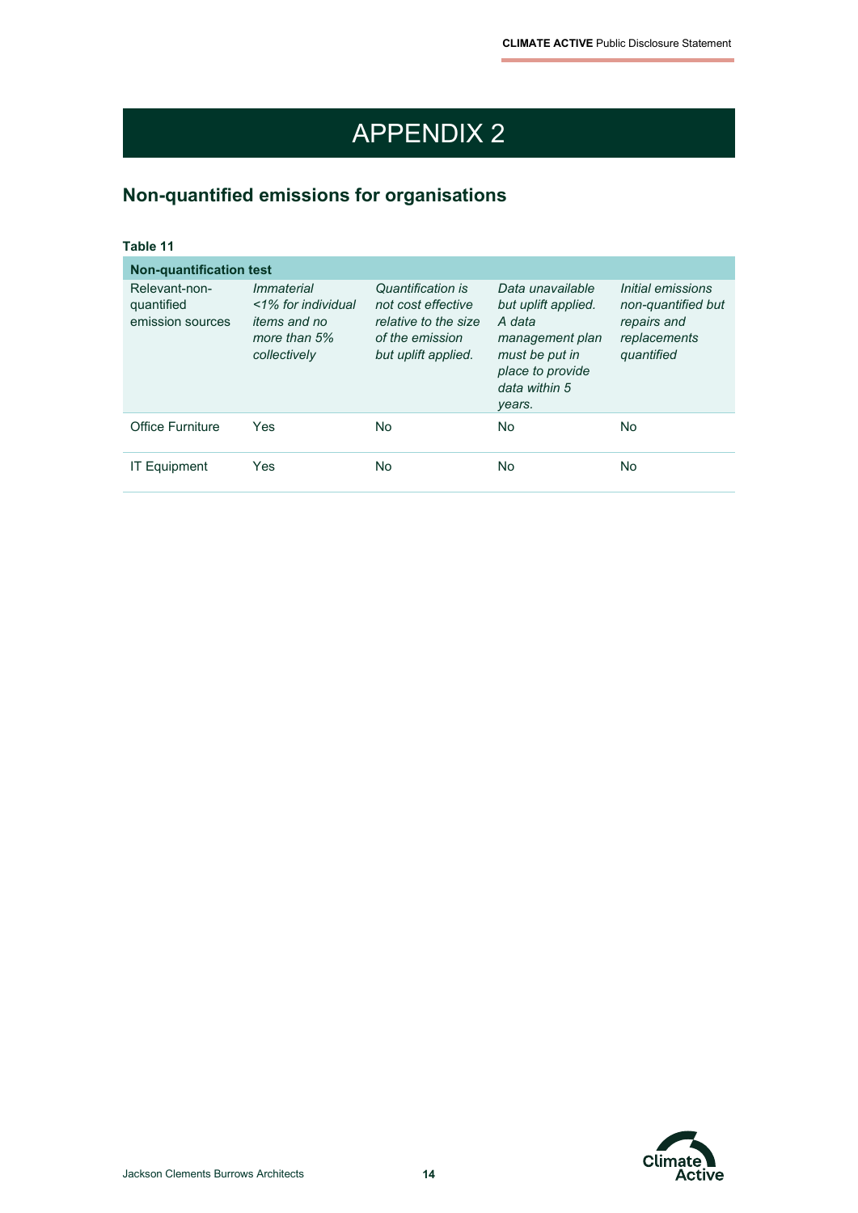# APPENDIX 2

## Non-quantified emissions for organisations

**Table 11**

| **Non-quantification test** | | | | |
|---|---|---|---|---|
| Relevant-non-quantified emission sources | *Immaterial <1% for individual items and no more than 5% collectively* | *Quantification is not cost effective relative to the size of the emission but uplift applied.* | *Data unavailable but uplift applied. A data management plan must be put in place to provide data within 5 years.* | *Initial emissions non-quantified but repairs and replacements quantified* |
| Office Furniture | Yes | No | No | No |
| IT Equipment | Yes | No | No | No |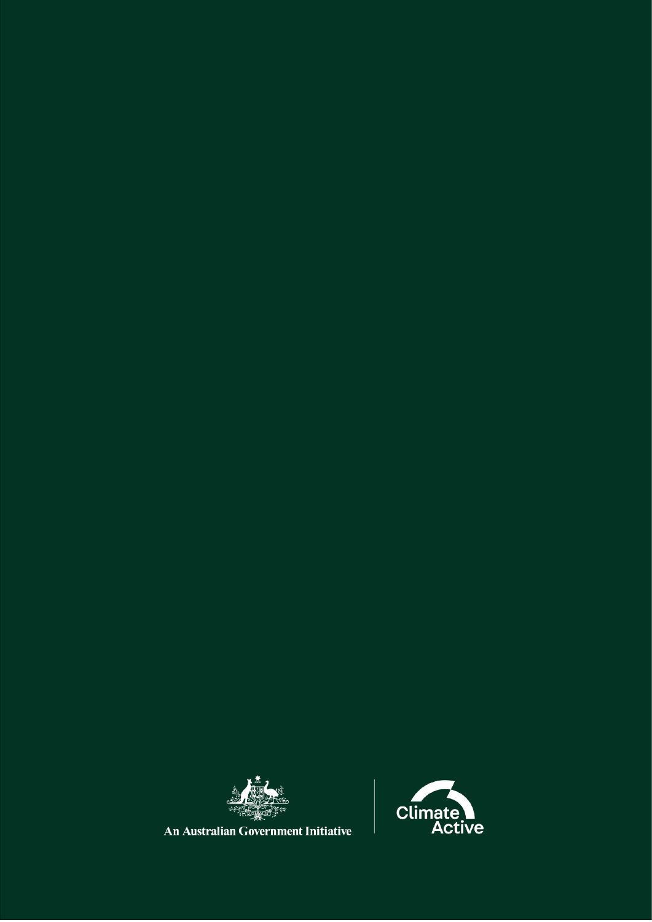An Australian Government Initiative

Climate Active